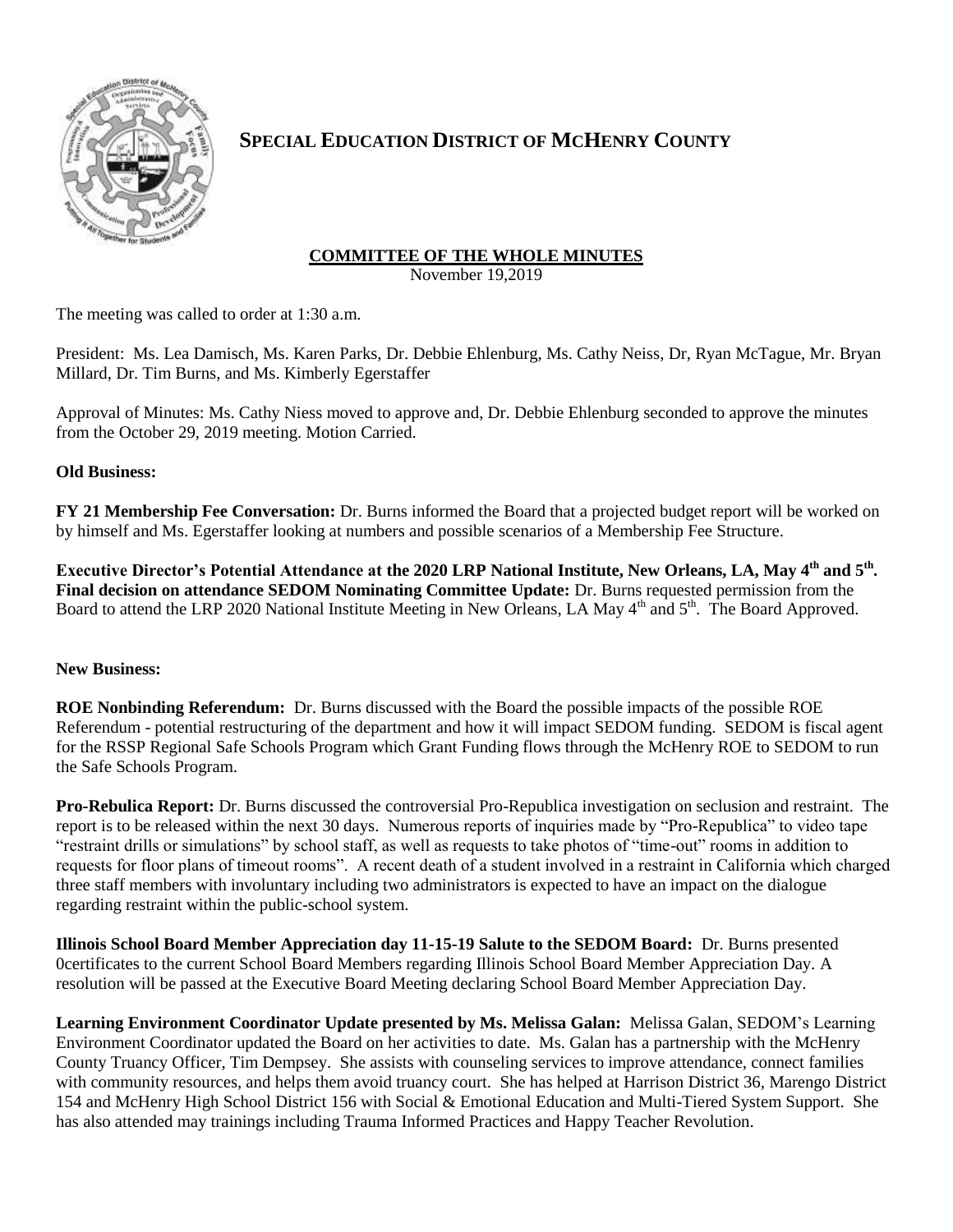# SPECIAL EDUCATION DISTRICT OF MCHENRY COUNTY

## COMMITTEE OF THE WHOLE MINUTES

November 19,2019

The meeting was called to order at 1:30 a.m.

President: Ms. Lea Damisch, Ms. Karen Parks, Dr. Debbie Ehlenburg, Ms. Cathy Neiss, Dr, Ryan McTague, Mr. Bryan Millard, Dr. Tim Burns, and Ms. Kimberly Egerstaffer

Approval of Minutes: Ms. Cathy Niess moved to approve and, Dr. Debbie Ehlenburg seconded to approve the minutes from the October 29, 2019 meeting. Motion Carried.

**Old Business:**

**FY 21 Membership Fee Conversation:** Dr. Burns informed the Board that a projected budget report will be worked on by himself and Ms. Egerstaffer looking at numbers and possible scenarios of a Membership Fee Structure.

**Executive Director's Potential Attendance at the 2020 LRP National Institute, New Orleans, LA, May 4th and 5th. Final decision on attendance SEDOM Nominating Committee Update:** Dr. Burns requested permission from the Board to attend the LRP 2020 National Institute Meeting in New Orleans, LA May 4th and 5th. The Board Approved.

**New Business:**

**ROE Nonbinding Referendum:** Dr. Burns discussed with the Board the possible impacts of the possible ROE Referendum - potential restructuring of the department and how it will impact SEDOM funding. SEDOM is fiscal agent for the RSSP Regional Safe Schools Program which Grant Funding flows through the McHenry ROE to SEDOM to run the Safe Schools Program.

**Pro-Rebulica Report:** Dr. Burns discussed the controversial Pro-Republica investigation on seclusion and restraint. The report is to be released within the next 30 days. Numerous reports of inquiries made by "Pro-Republica" to video tape "restraint drills or simulations" by school staff, as well as requests to take photos of "time-out" rooms in addition to requests for floor plans of timeout rooms". A recent death of a student involved in a restraint in California which charged three staff members with involuntary including two administrators is expected to have an impact on the dialogue regarding restraint within the public-school system.

**Illinois School Board Member Appreciation day 11-15-19 Salute to the SEDOM Board:** Dr. Burns presented 0certificates to the current School Board Members regarding Illinois School Board Member Appreciation Day. A resolution will be passed at the Executive Board Meeting declaring School Board Member Appreciation Day.

**Learning Environment Coordinator Update presented by Ms. Melissa Galan:** Melissa Galan, SEDOM's Learning Environment Coordinator updated the Board on her activities to date. Ms. Galan has a partnership with the McHenry County Truancy Officer, Tim Dempsey. She assists with counseling services to improve attendance, connect families with community resources, and helps them avoid truancy court. She has helped at Harrison District 36, Marengo District 154 and McHenry High School District 156 with Social & Emotional Education and Multi-Tiered System Support. She has also attended may trainings including Trauma Informed Practices and Happy Teacher Revolution.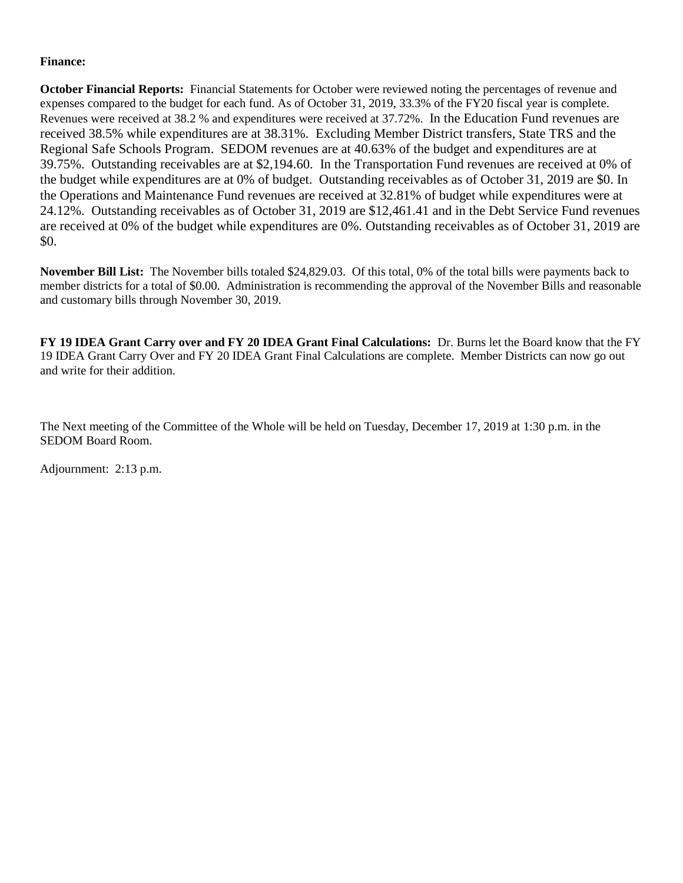**Finance:**

**October Financial Reports:** Financial Statements for October were reviewed noting the percentages of revenue and expenses compared to the budget for each fund. As of October 31, 2019, 33.3% of the FY20 fiscal year is complete. Revenues were received at 38.2 % and expenditures were received at 37.72%. In the Education Fund revenues are received 38.5% while expenditures are at 38.31%. Excluding Member District transfers, State TRS and the Regional Safe Schools Program. SEDOM revenues are at 40.63% of the budget and expenditures are at 39.75%. Outstanding receivables are at $2,194.60. In the Transportation Fund revenues are received at 0% of the budget while expenditures are at 0% of budget. Outstanding receivables as of October 31, 2019 are $0. In the Operations and Maintenance Fund revenues are received at 32.81% of budget while expenditures were at 24.12%. Outstanding receivables as of October 31, 2019 are $12,461.41 and in the Debt Service Fund revenues are received at 0% of the budget while expenditures are 0%. Outstanding receivables as of October 31, 2019 are $0.

**November Bill List:** The November bills totaled $24,829.03. Of this total, 0% of the total bills were payments back to member districts for a total of $0.00. Administration is recommending the approval of the November Bills and reasonable and customary bills through November 30, 2019.

**FY 19 IDEA Grant Carry over and FY 20 IDEA Grant Final Calculations:** Dr. Burns let the Board know that the FY 19 IDEA Grant Carry Over and FY 20 IDEA Grant Final Calculations are complete. Member Districts can now go out and write for their addition.

The Next meeting of the Committee of the Whole will be held on Tuesday, December 17, 2019 at 1:30 p.m. in the SEDOM Board Room.

Adjournment: 2:13 p.m.